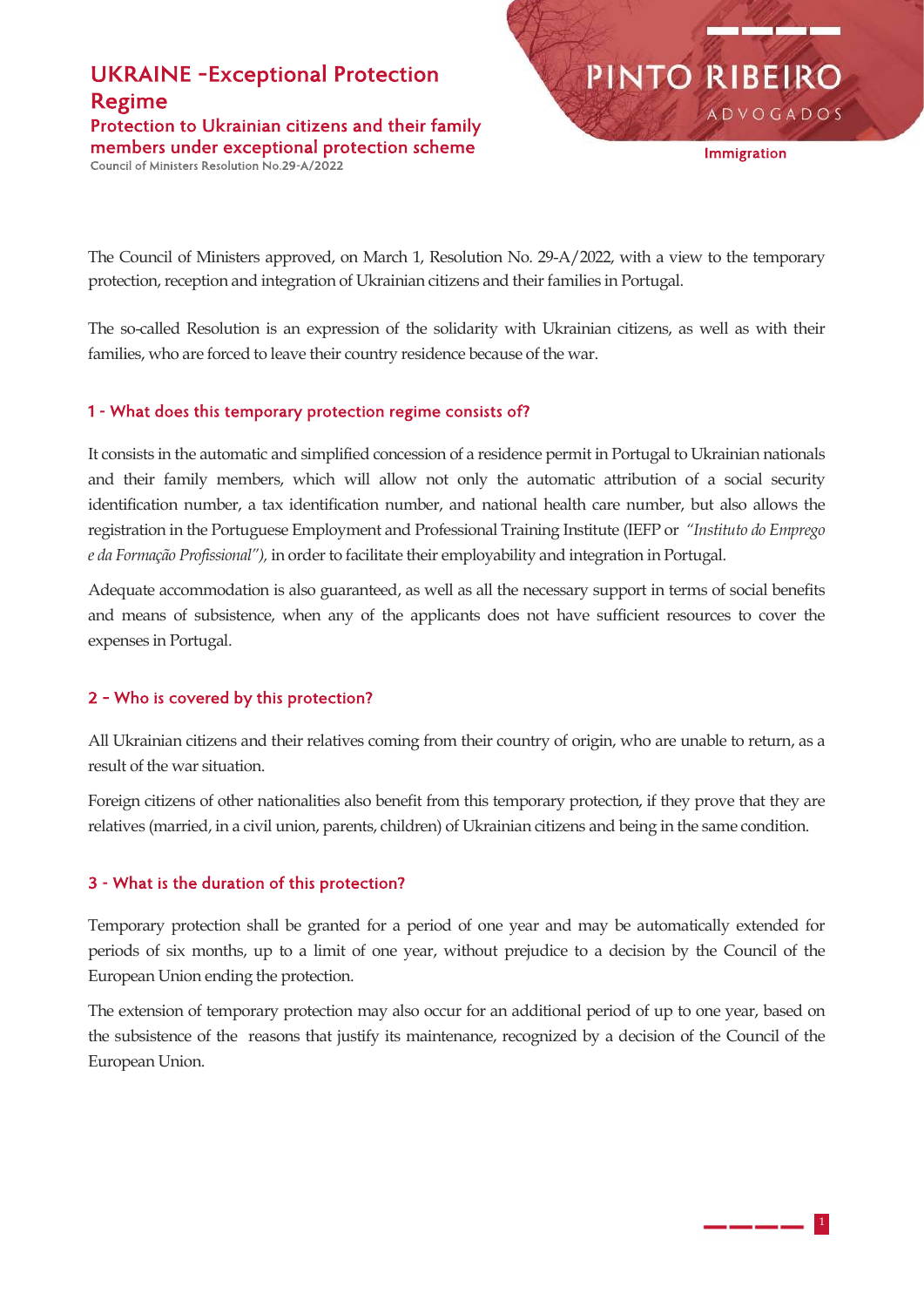# UKRAINE -Exceptional Protection Regime

## Protection to Ukrainian citizens and their family members under exceptional protection scheme

Council of Ministers Resolution No.29-A/2022

PINTO RIBEIRO ADVOGADOS

Immigration

The Council of Ministers approved, on March 1, Resolution No. 29-A/2022, with a view to the temporary protection, reception and integration of Ukrainian citizens and their families in Portugal.

The so-called Resolution is an expression of the solidarity with Ukrainian citizens, as well as with their families, who are forced to leave their country residence because of the war.

### 1 - What does this temporary protection regime consists of?

It consists in the automatic and simplified concession of a residence permit in Portugal to Ukrainian nationals and their family members, which will allow not only the automatic attribution of a social security identification number, a tax identification number, and national health care number, but also allows the registration in the Portuguese Employment and Professional Training Institute (IEFP or *"Instituto do Emprego e da Formação Profissional")*, in order to facilitate their employability and integration in Portugal.

Adequate accommodation is also guaranteed, as well as all the necessary support in terms of social benefits and means of subsistence, when any of the applicants does not have sufficient resources to cover the expenses in Portugal.

### 2 - Who is covered by this protection?

All Ukrainian citizens and their relatives coming from their country of origin, who are unable to return, as a result of the war situation.

Foreign citizens of other nationalities also benefit from this temporary protection, if they prove that they are relatives (married, in a civil union, parents, children) of Ukrainian citizens and being in the same condition.

### 3 - What is the duration of this protection?

Temporary protection shall be granted for a period of one year and may be automatically extended for periods of six months, up to a limit of one year, without prejudice to a decision by the Council of the European Union ending the protection.

The extension of temporary protection may also occur for an additional period of up to one year, based on the subsistence of the reasons that justify its maintenance, recognized by a decision of the Council of the European Union.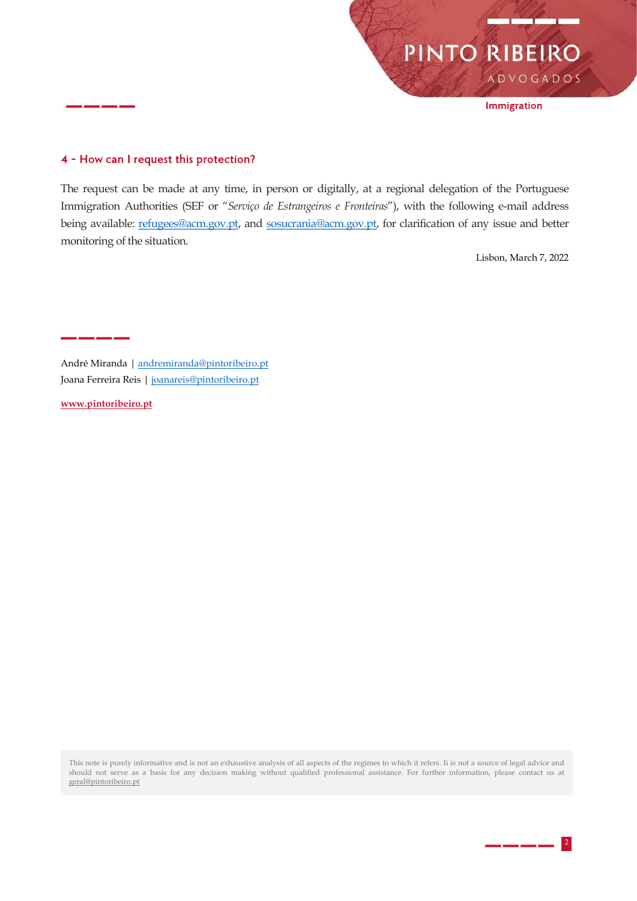## 4 - How can I request this protection?

The request can be made at any time, in person or digitally, at a regional delegation of the Portuguese Immigration Authorities (SEF or "*Serviço de Estrangeiros e Fronteiras*"), with the following e-mail address being available: refugees@acm.gov.pt, and sosucrania@acm.gov.pt, for clarification of any issue and better monitoring of the situation.

Lisbon, March 7, 2022

André Miranda | andremiranda@pintoribeiro.pt
Joana Ferreira Reis | joanareis@pintoribeiro.pt

**www.pintoribeiro.pt**

This note is purely informative and is not an exhaustive analysis of all aspects of the regimes to which it refers. Ii is not a source of legal advice and should not serve as a basis for any decision making without qualified professional assistance. For further information, please contact us at geral@pintoribeiro.pt